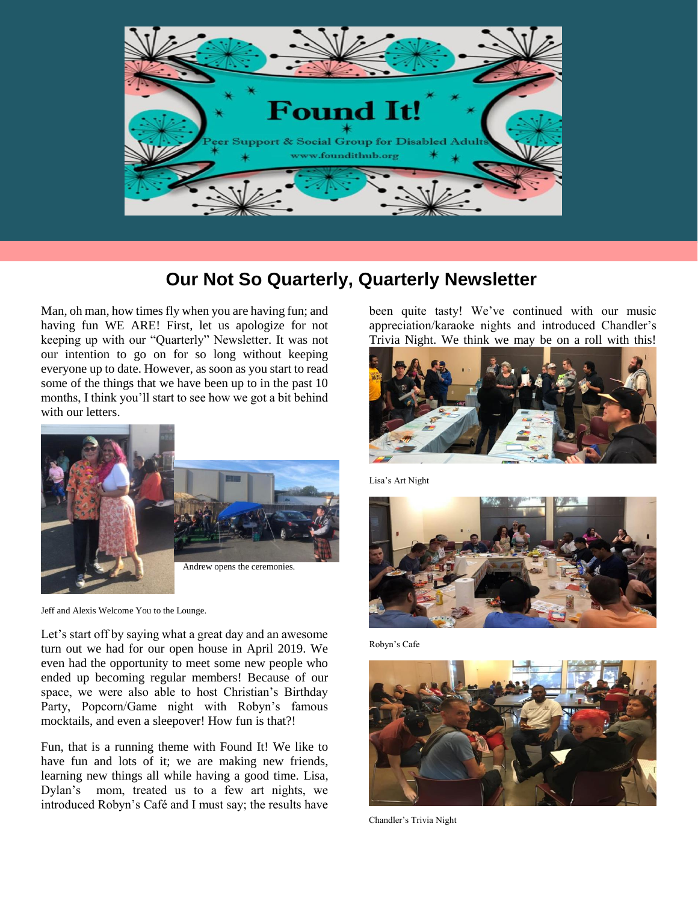Found It!

Peer Support & Social Group for Disabled Adults

www.foundithub.org

## Our Not So Quarterly, Quarterly Newsletter

Man, oh man, how times fly when you are having fun; and having fun WE ARE! First, let us apologize for not keeping up with our "Quarterly" Newsletter. It was not our intention to go on for so long without keeping everyone up to date. However, as soon as you start to read some of the things that we have been up to in the past 10 months, I think you'll start to see how we got a bit behind with our letters.

Andrew opens the ceremonies.

Jeff and Alexis Welcome You to the Lounge.

Let's start off by saying what a great day and an awesome turn out we had for our open house in April 2019. We even had the opportunity to meet some new people who ended up becoming regular members! Because of our space, we were also able to host Christian's Birthday Party, Popcorn/Game night with Robyn's famous mocktails, and even a sleepover! How fun is that?!

Fun, that is a running theme with Found It! We like to have fun and lots of it; we are making new friends, learning new things all while having a good time. Lisa, Dylan's mom, treated us to a few art nights, we introduced Robyn's Café and I must say; the results have been quite tasty! We've continued with our music appreciation/karaoke nights and introduced Chandler's Trivia Night. We think we may be on a roll with this!

Lisa's Art Night

Robyn's Cafe

Chandler's Trivia Night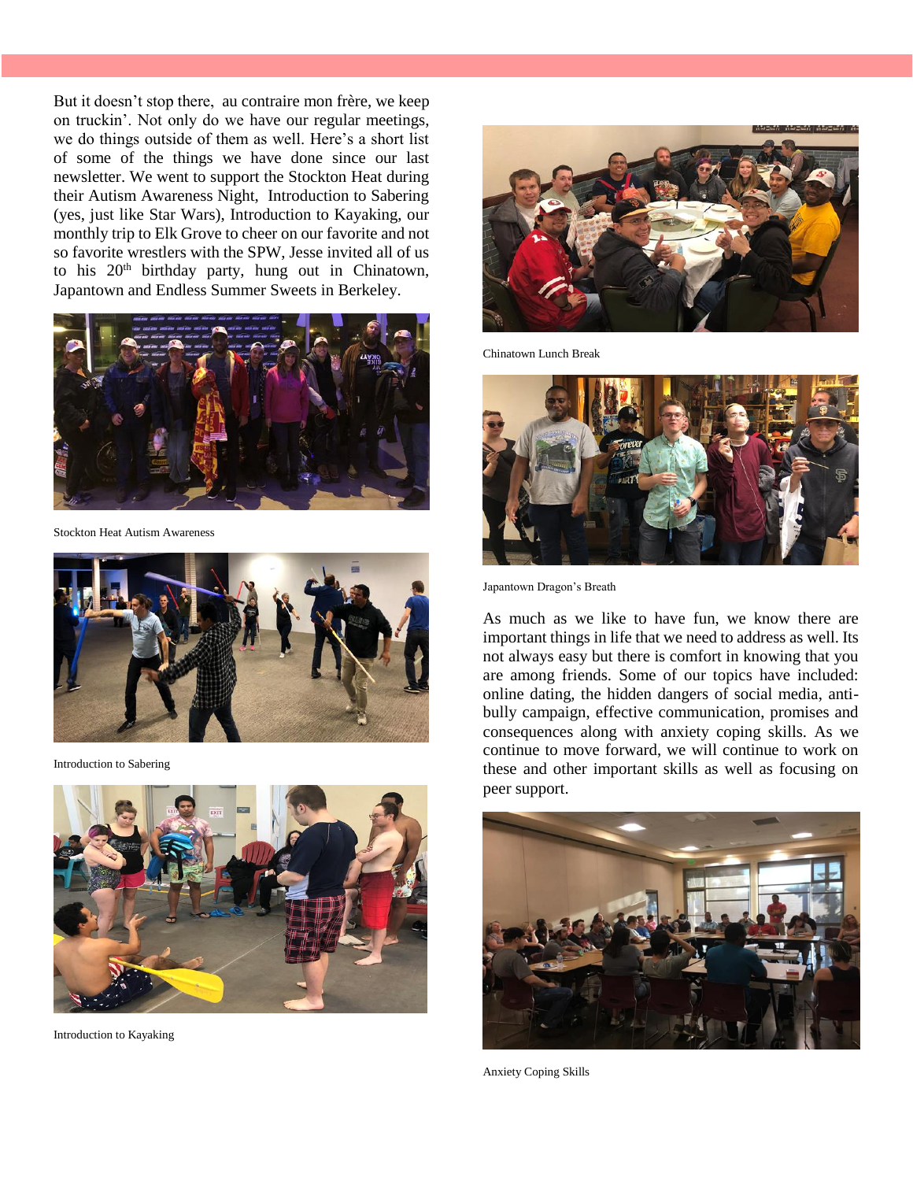But it doesn't stop there, au contraire mon frère, we keep on truckin'. Not only do we have our regular meetings, we do things outside of them as well. Here's a short list of some of the things we have done since our last newsletter. We went to support the Stockton Heat during their Autism Awareness Night, Introduction to Sabering (yes, just like Star Wars), Introduction to Kayaking, our monthly trip to Elk Grove to cheer on our favorite and not so favorite wrestlers with the SPW, Jesse invited all of us to his 20th birthday party, hung out in Chinatown, Japantown and Endless Summer Sweets in Berkeley.

Stockton Heat Autism Awareness

Introduction to Sabering

Introduction to Kayaking

Chinatown Lunch Break

Japantown Dragon's Breath

As much as we like to have fun, we know there are important things in life that we need to address as well. Its not always easy but there is comfort in knowing that you are among friends. Some of our topics have included: online dating, the hidden dangers of social media, anti-bully campaign, effective communication, promises and consequences along with anxiety coping skills. As we continue to move forward, we will continue to work on these and other important skills as well as focusing on peer support.

Anxiety Coping Skills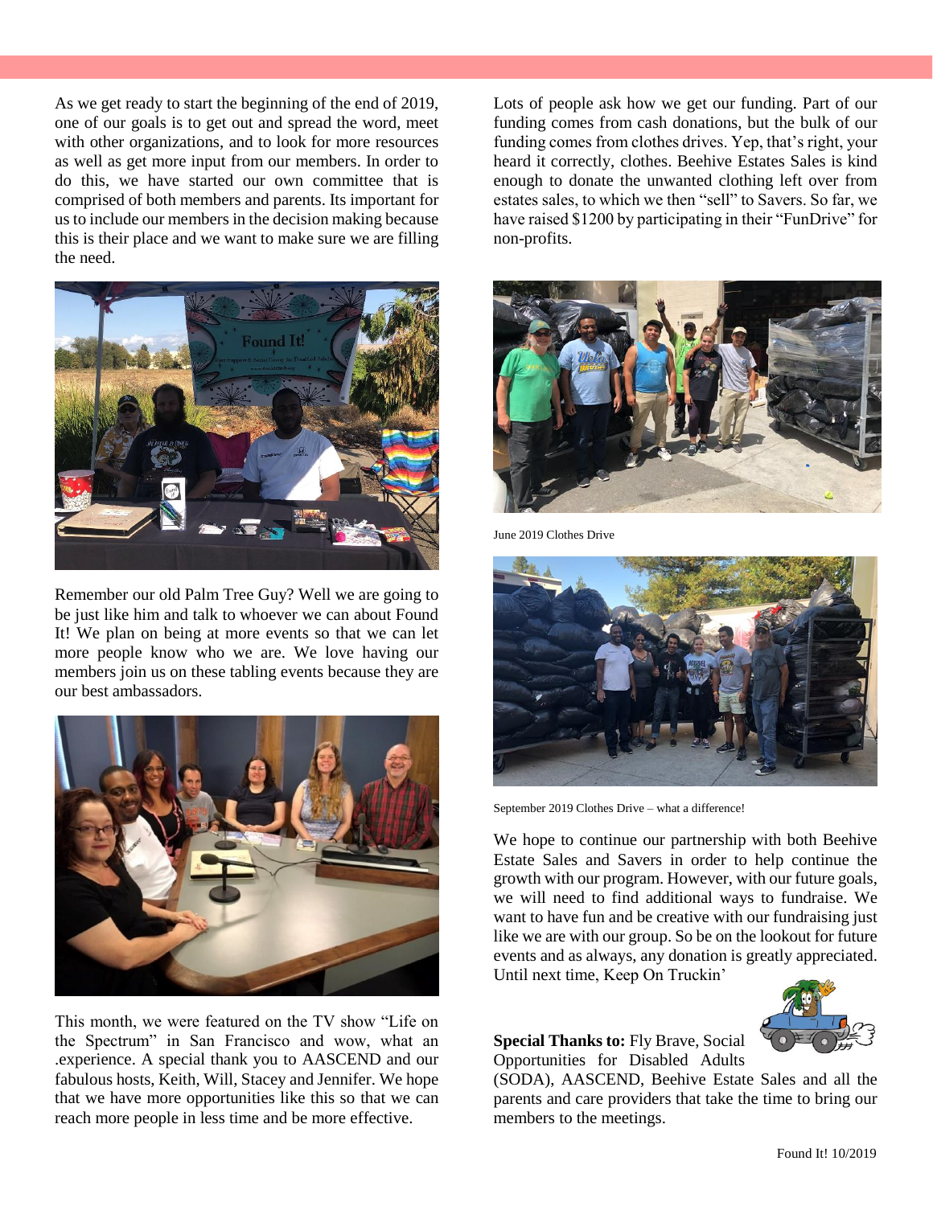As we get ready to start the beginning of the end of 2019, one of our goals is to get out and spread the word, meet with other organizations, and to look for more resources as well as get more input from our members. In order to do this, we have started our own committee that is comprised of both members and parents. Its important for us to include our members in the decision making because this is their place and we want to make sure we are filling the need.

Remember our old Palm Tree Guy? Well we are going to be just like him and talk to whoever we can about Found It! We plan on being at more events so that we can let more people know who we are. We love having our members join us on these tabling events because they are our best ambassadors.

This month, we were featured on the TV show "Life on the Spectrum" in San Francisco and wow, what an .experience. A special thank you to AASCEND and our fabulous hosts, Keith, Will, Stacey and Jennifer. We hope that we have more opportunities like this so that we can reach more people in less time and be more effective.

Lots of people ask how we get our funding. Part of our funding comes from cash donations, but the bulk of our funding comes from clothes drives. Yep, that's right, your heard it correctly, clothes. Beehive Estates Sales is kind enough to donate the unwanted clothing left over from estates sales, to which we then "sell" to Savers. So far, we have raised $1200 by participating in their "FunDrive" for non-profits.

June 2019 Clothes Drive

September 2019 Clothes Drive – what a difference!

We hope to continue our partnership with both Beehive Estate Sales and Savers in order to help continue the growth with our program. However, with our future goals, we will need to find additional ways to fundraise. We want to have fun and be creative with our fundraising just like we are with our group. So be on the lookout for future events and as always, any donation is greatly appreciated. Until next time, Keep On Truckin'

**Special Thanks to:** Fly Brave, Social Opportunities for Disabled Adults (SODA), AASCEND, Beehive Estate Sales and all the parents and care providers that take the time to bring our members to the meetings.